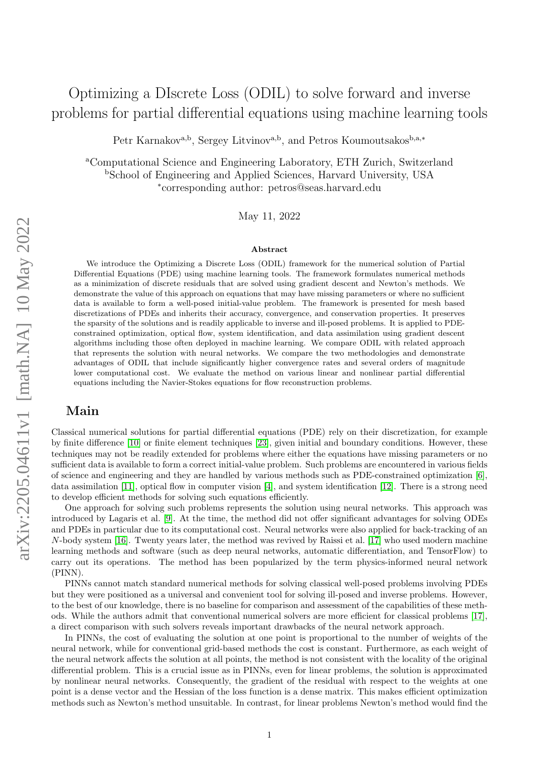# Optimizing a DIscrete Loss (ODIL) to solve forward and inverse problems for partial differential equations using machine learning tools

Petr Karnakov[a,b], Sergey Litvinov[a,b], and Petros Koumoutsakos[b,a,*]

[a]Computational Science and Engineering Laboratory, ETH Zurich, Switzerland
[b]School of Engineering and Applied Sciences, Harvard University, USA
[*]corresponding author: petros@seas.harvard.edu

May 11, 2022

**Abstract**

We introduce the Optimizing a Discrete Loss (ODIL) framework for the numerical solution of Partial Differential Equations (PDE) using machine learning tools. The framework formulates numerical methods as a minimization of discrete residuals that are solved using gradient descent and Newton's methods. We demonstrate the value of this approach on equations that may have missing parameters or where no sufficient data is available to form a well-posed initial-value problem. The framework is presented for mesh based discretizations of PDEs and inherits their accuracy, convergence, and conservation properties. It preserves the sparsity of the solutions and is readily applicable to inverse and ill-posed problems. It is applied to PDE-constrained optimization, optical flow, system identification, and data assimilation using gradient descent algorithms including those often deployed in machine learning. We compare ODIL with related approach that represents the solution with neural networks. We compare the two methodologies and demonstrate advantages of ODIL that include significantly higher convergence rates and several orders of magnitude lower computational cost. We evaluate the method on various linear and nonlinear partial differential equations including the Navier-Stokes equations for flow reconstruction problems.

## Main

Classical numerical solutions for partial differential equations (PDE) rely on their discretization, for example by finite difference [10] or finite element techniques [23], given initial and boundary conditions. However, these techniques may not be readily extended for problems where either the equations have missing parameters or no sufficient data is available to form a correct initial-value problem. Such problems are encountered in various fields of science and engineering and they are handled by various methods such as PDE-constrained optimization [6], data assimilation [11], optical flow in computer vision [4], and system identification [12]. There is a strong need to develop efficient methods for solving such equations efficiently.

One approach for solving such problems represents the solution using neural networks. This approach was introduced by Lagaris et al. [9]. At the time, the method did not offer significant advantages for solving ODEs and PDEs in particular due to its computational cost. Neural networks were also applied for back-tracking of an $N$-body system [16]. Twenty years later, the method was revived by Raissi et al. [17] who used modern machine learning methods and software (such as deep neural networks, automatic differentiation, and TensorFlow) to carry out its operations. The method has been popularized by the term physics-informed neural network (PINN).

PINNs cannot match standard numerical methods for solving classical well-posed problems involving PDEs but they were positioned as a universal and convenient tool for solving ill-posed and inverse problems. However, to the best of our knowledge, there is no baseline for comparison and assessment of the capabilities of these methods. While the authors admit that conventional numerical solvers are more efficient for classical problems [17], a direct comparison with such solvers reveals important drawbacks of the neural network approach.

In PINNs, the cost of evaluating the solution at one point is proportional to the number of weights of the neural network, while for conventional grid-based methods the cost is constant. Furthermore, as each weight of the neural network affects the solution at all points, the method is not consistent with the locality of the original differential problem. This is a crucial issue as in PINNs, even for linear problems, the solution is approximated by nonlinear neural networks. Consequently, the gradient of the residual with respect to the weights at one point is a dense vector and the Hessian of the loss function is a dense matrix. This makes efficient optimization methods such as Newton's method unsuitable. In contrast, for linear problems Newton's method would find the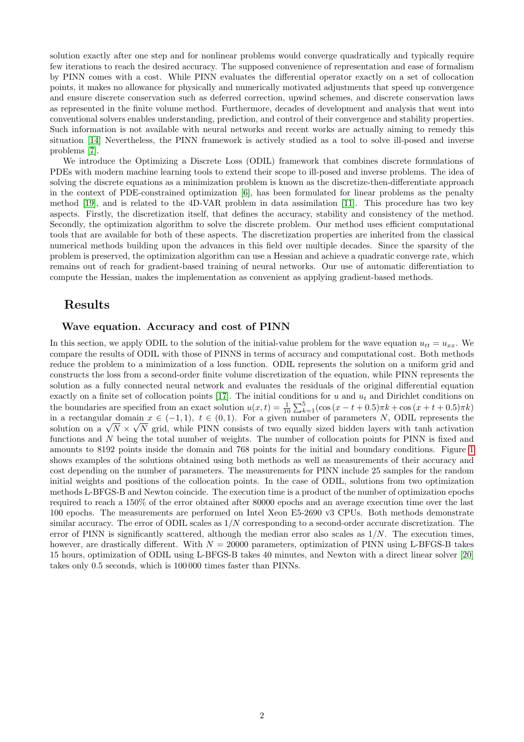solution exactly after one step and for nonlinear problems would converge quadratically and typically require few iterations to reach the desired accuracy. The supposed convenience of representation and ease of formalism by PINN comes with a cost. While PINN evaluates the differential operator exactly on a set of collocation points, it makes no allowance for physically and numerically motivated adjustments that speed up convergence and ensure discrete conservation such as deferred correction, upwind schemes, and discrete conservation laws as represented in the finite volume method. Furthermore, decades of development and analysis that went into conventional solvers enables understanding, prediction, and control of their convergence and stability properties. Such information is not available with neural networks and recent works are actually aiming to remedy this situation [14] Nevertheless, the PINN framework is actively studied as a tool to solve ill-posed and inverse problems [7].

We introduce the Optimizing a Discrete Loss (ODIL) framework that combines discrete formulations of PDEs with modern machine learning tools to extend their scope to ill-posed and inverse problems. The idea of solving the discrete equations as a minimization problem is known as the discretize-then-differentiate approach in the context of PDE-constrained optimization [6], has been formulated for linear problems as the penalty method [19], and is related to the 4D-VAR problem in data assimilation [11]. This procedure has two key aspects. Firstly, the discretization itself, that defines the accuracy, stability and consistency of the method. Secondly, the optimization algorithm to solve the discrete problem. Our method uses efficient computational tools that are available for both of these aspects. The discretization properties are inherited from the classical numerical methods building upon the advances in this field over multiple decades. Since the sparsity of the problem is preserved, the optimization algorithm can use a Hessian and achieve a quadratic converge rate, which remains out of reach for gradient-based training of neural networks. Our use of automatic differentiation to compute the Hessian, makes the implementation as convenient as applying gradient-based methods.

# Results

## Wave equation. Accuracy and cost of PINN

In this section, we apply ODIL to the solution of the initial-value problem for the wave equation $u_{tt} = u_{xx}$. We compare the results of ODIL with those of PINNS in terms of accuracy and computational cost. Both methods reduce the problem to a minimization of a loss function. ODIL represents the solution on a uniform grid and constructs the loss from a second-order finite volume discretization of the equation, while PINN represents the solution as a fully connected neural network and evaluates the residuals of the original differential equation exactly on a finite set of collocation points [17]. The initial conditions for $u$ and $u_t$ and Dirichlet conditions on the boundaries are specified from an exact solution $u(x,t) = \frac{1}{10}\sum_{k=1}^{5}(\cos{(x-t+0.5)\pi k} + \cos{(x+t+0.5)\pi k})$ in a rectangular domain $x \in (-1,1),\ t \in (0,1)$. For a given number of parameters $N$, ODIL represents the solution on a $\sqrt{N} \times \sqrt{N}$ grid, while PINN consists of two equally sized hidden layers with tanh activation functions and $N$ being the total number of weights. The number of collocation points for PINN is fixed and amounts to 8192 points inside the domain and 768 points for the initial and boundary conditions. Figure 1 shows examples of the solutions obtained using both methods as well as measurements of their accuracy and cost depending on the number of parameters. The measurements for PINN include 25 samples for the random initial weights and positions of the collocation points. In the case of ODIL, solutions from two optimization methods L-BFGS-B and Newton coincide. The execution time is a product of the number of optimization epochs required to reach a 150% of the error obtained after 80000 epochs and an average execution time over the last 100 epochs. The measurements are performed on Intel Xeon E5-2690 v3 CPUs. Both methods demonstrate similar accuracy. The error of ODIL scales as $1/N$ corresponding to a second-order accurate discretization. The error of PINN is significantly scattered, although the median error also scales as $1/N$. The execution times, however, are drastically different. With $N = 20000$ parameters, optimization of PINN using L-BFGS-B takes 15 hours, optimization of ODIL using L-BFGS-B takes 40 minutes, and Newton with a direct linear solver [20] takes only 0.5 seconds, which is 100 000 times faster than PINNs.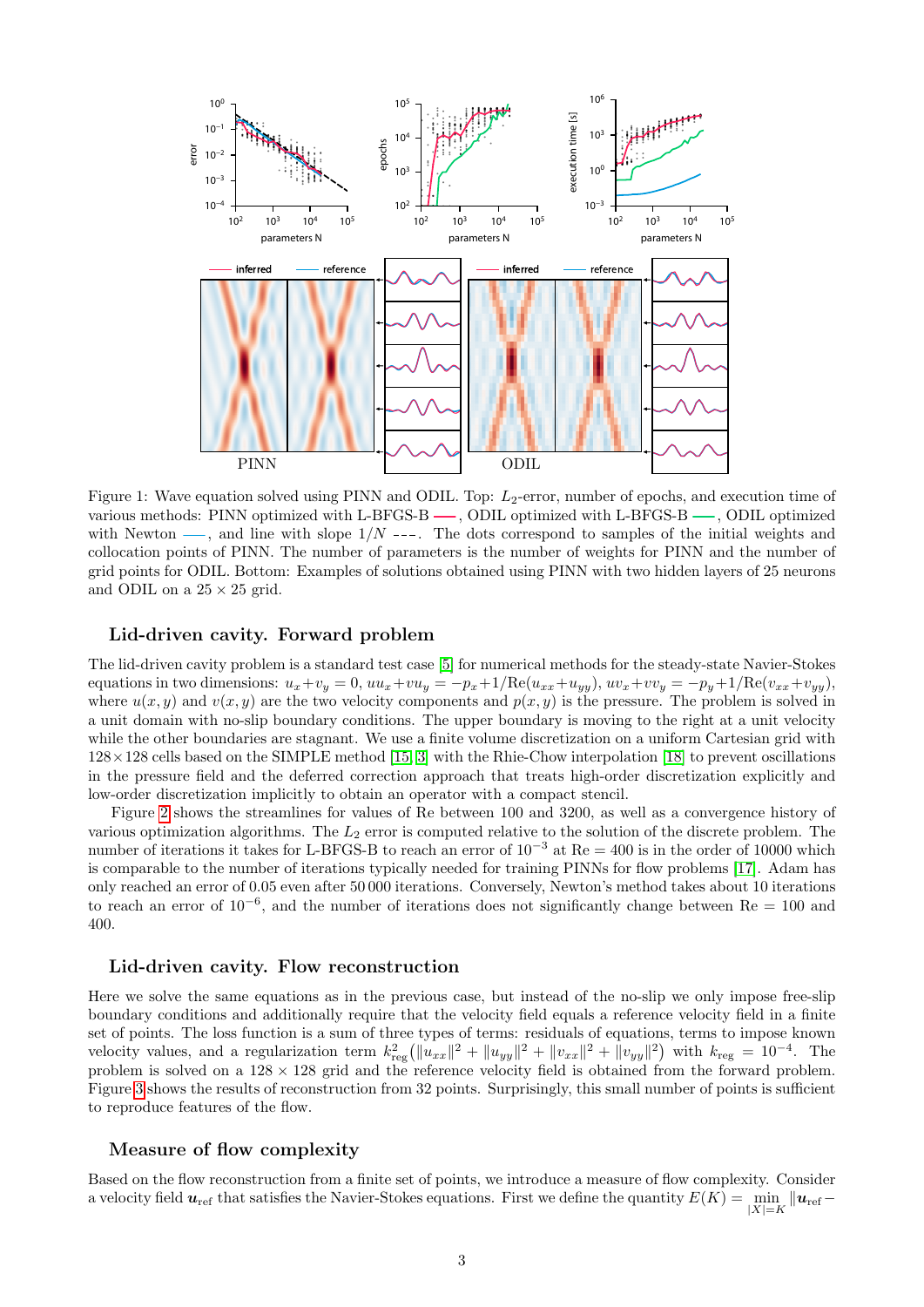Figure 1: Wave equation solved using PINN and ODIL. Top: $L_2$-error, number of epochs, and execution time of various methods: PINN optimized with L-BFGS-B ——, ODIL optimized with L-BFGS-B ——, ODIL optimized with Newton ——, and line with slope $1/N$ - - -. The dots correspond to samples of the initial weights and collocation points of PINN. The number of parameters is the number of weights for PINN and the number of grid points for ODIL. Bottom: Examples of solutions obtained using PINN with two hidden layers of 25 neurons and ODIL on a $25 \times 25$ grid.

## Lid-driven cavity. Forward problem

The lid-driven cavity problem is a standard test case [5] for numerical methods for the steady-state Navier-Stokes equations in two dimensions: $u_x + v_y = 0$, $uu_x + vu_y = -p_x + 1/\mathrm{Re}(u_{xx} + u_{yy})$, $uv_x + vv_y = -p_y + 1/\mathrm{Re}(v_{xx} + v_{yy})$, where $u(x, y)$ and $v(x, y)$ are the two velocity components and $p(x, y)$ is the pressure. The problem is solved in a unit domain with no-slip boundary conditions. The upper boundary is moving to the right at a unit velocity while the other boundaries are stagnant. We use a finite volume discretization on a uniform Cartesian grid with $128 \times 128$ cells based on the SIMPLE method [15, 3] with the Rhie-Chow interpolation [18] to prevent oscillations in the pressure field and the deferred correction approach that treats high-order discretization explicitly and low-order discretization implicitly to obtain an operator with a compact stencil.

Figure 2 shows the streamlines for values of Re between 100 and 3200, as well as a convergence history of various optimization algorithms. The $L_2$ error is computed relative to the solution of the discrete problem. The number of iterations it takes for L-BFGS-B to reach an error of $10^{-3}$ at Re = 400 is in the order of 10000 which is comparable to the number of iterations typically needed for training PINNs for flow problems [17]. Adam has only reached an error of 0.05 even after 50 000 iterations. Conversely, Newton's method takes about 10 iterations to reach an error of $10^{-6}$, and the number of iterations does not significantly change between Re = 100 and 400.

## Lid-driven cavity. Flow reconstruction

Here we solve the same equations as in the previous case, but instead of the no-slip we only impose free-slip boundary conditions and additionally require that the velocity field equals a reference velocity field in a finite set of points. The loss function is a sum of three types of terms: residuals of equations, terms to impose known velocity values, and a regularization term $k_{\mathrm{reg}}^2 \left( \|u_{xx}\|^2 + \|u_{yy}\|^2 + \|v_{xx}\|^2 + \|v_{yy}\|^2 \right)$ with $k_{\mathrm{reg}} = 10^{-4}$. The problem is solved on a $128 \times 128$ grid and the reference velocity field is obtained from the forward problem. Figure 3 shows the results of reconstruction from 32 points. Surprisingly, this small number of points is sufficient to reproduce features of the flow.

## Measure of flow complexity

Based on the flow reconstruction from a finite set of points, we introduce a measure of flow complexity. Consider a velocity field $\boldsymbol{u}_{\mathrm{ref}}$ that satisfies the Navier-Stokes equations. First we define the quantity $E(K) = \min\limits_{|X|=K} \|\boldsymbol{u}_{\mathrm{ref}} -$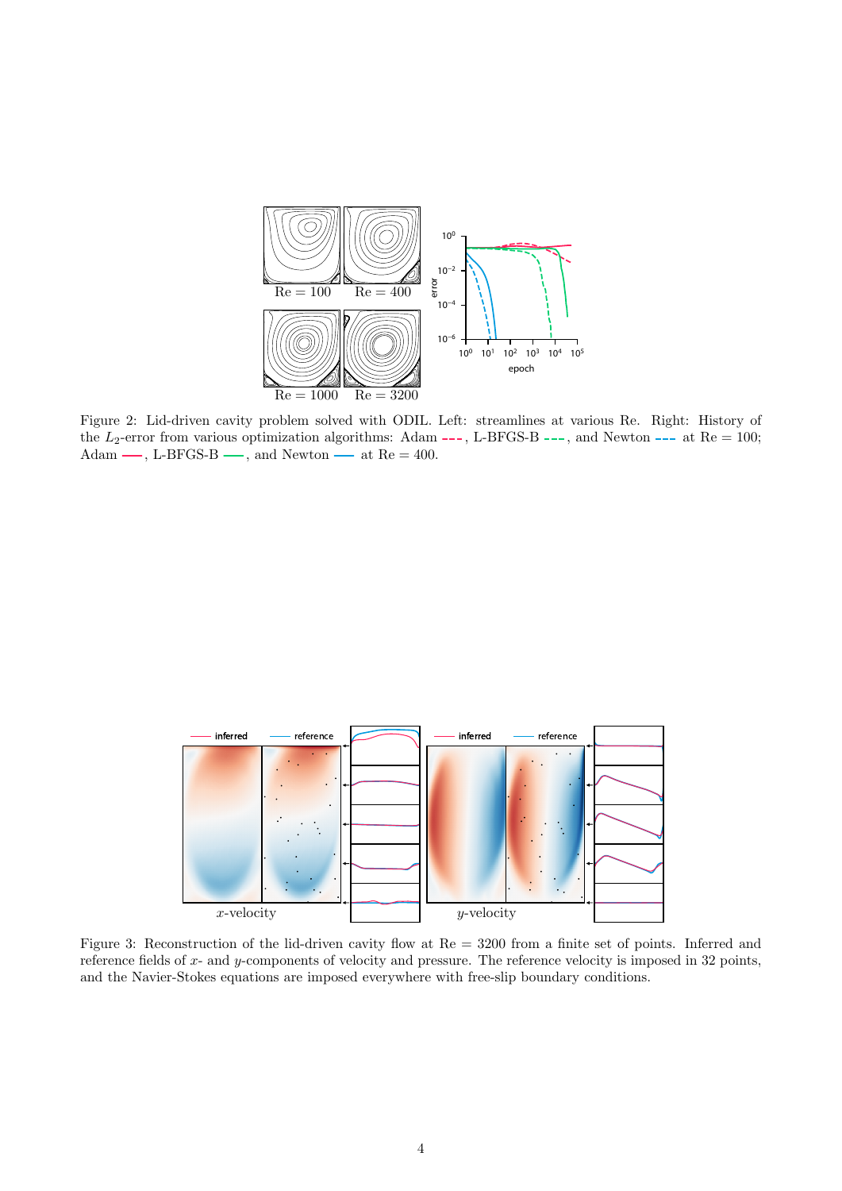Figure 2: Lid-driven cavity problem solved with ODIL. Left: streamlines at various Re. Right: History of the $L_2$-error from various optimization algorithms: Adam ---, L-BFGS-B ---, and Newton --- at Re = 100; Adam —, L-BFGS-B —, and Newton — at Re = 400.

Figure 3: Reconstruction of the lid-driven cavity flow at Re = 3200 from a finite set of points. Inferred and reference fields of $x$- and $y$-components of velocity and pressure. The reference velocity is imposed in 32 points, and the Navier-Stokes equations are imposed everywhere with free-slip boundary conditions.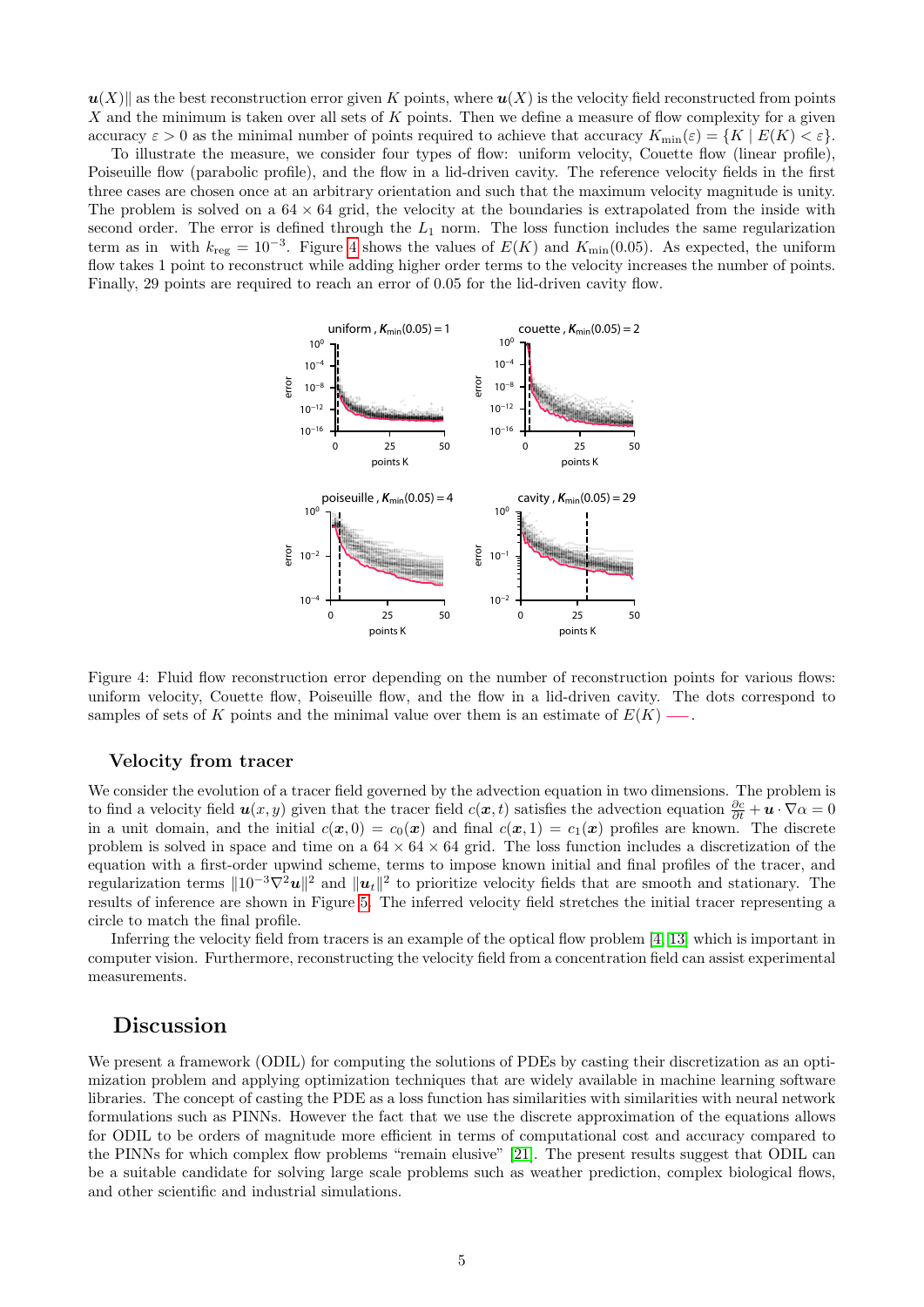$\boldsymbol{u}(X)\|$ as the best reconstruction error given $K$ points, where $\boldsymbol{u}(X)$ is the velocity field reconstructed from points $X$ and the minimum is taken over all sets of $K$ points. Then we define a measure of flow complexity for a given accuracy $\varepsilon > 0$ as the minimal number of points required to achieve that accuracy $K_{\min}(\varepsilon) = \{K \mid E(K) < \varepsilon\}$.

To illustrate the measure, we consider four types of flow: uniform velocity, Couette flow (linear profile), Poiseuille flow (parabolic profile), and the flow in a lid-driven cavity. The reference velocity fields in the first three cases are chosen once at an arbitrary orientation and such that the maximum velocity magnitude is unity. The problem is solved on a $64 \times 64$ grid, the velocity at the boundaries is extrapolated from the inside with second order. The error is defined through the $L_1$ norm. The loss function includes the same regularization term as in with $k_{\text{reg}} = 10^{-3}$. Figure 4 shows the values of $E(K)$ and $K_{\min}(0.05)$. As expected, the uniform flow takes 1 point to reconstruct while adding higher order terms to the velocity increases the number of points. Finally, 29 points are required to reach an error of 0.05 for the lid-driven cavity flow.

Figure 4: Fluid flow reconstruction error depending on the number of reconstruction points for various flows: uniform velocity, Couette flow, Poiseuille flow, and the flow in a lid-driven cavity. The dots correspond to samples of sets of $K$ points and the minimal value over them is an estimate of $E(K)$ —.

### Velocity from tracer

We consider the evolution of a tracer field governed by the advection equation in two dimensions. The problem is to find a velocity field $\boldsymbol{u}(x, y)$ given that the tracer field $c(\boldsymbol{x}, t)$ satisfies the advection equation $\frac{\partial c}{\partial t} + \boldsymbol{u} \cdot \nabla \alpha = 0$ in a unit domain, and the initial $c(\boldsymbol{x}, 0) = c_0(\boldsymbol{x})$ and final $c(\boldsymbol{x}, 1) = c_1(\boldsymbol{x})$ profiles are known. The discrete problem is solved in space and time on a $64 \times 64 \times 64$ grid. The loss function includes a discretization of the equation with a first-order upwind scheme, terms to impose known initial and final profiles of the tracer, and regularization terms $\|10^{-3}\nabla^2 \boldsymbol{u}\|^2$ and $\|\boldsymbol{u}_t\|^2$ to prioritize velocity fields that are smooth and stationary. The results of inference are shown in Figure 5. The inferred velocity field stretches the initial tracer representing a circle to match the final profile.

Inferring the velocity field from tracers is an example of the optical flow problem [4, 13] which is important in computer vision. Furthermore, reconstructing the velocity field from a concentration field can assist experimental measurements.

## Discussion

We present a framework (ODIL) for computing the solutions of PDEs by casting their discretization as an optimization problem and applying optimization techniques that are widely available in machine learning software libraries. The concept of casting the PDE as a loss function has similarities with similarities with neural network formulations such as PINNs. However the fact that we use the discrete approximation of the equations allows for ODIL to be orders of magnitude more efficient in terms of computational cost and accuracy compared to the PINNs for which complex flow problems "remain elusive" [21]. The present results suggest that ODIL can be a suitable candidate for solving large scale problems such as weather prediction, complex biological flows, and other scientific and industrial simulations.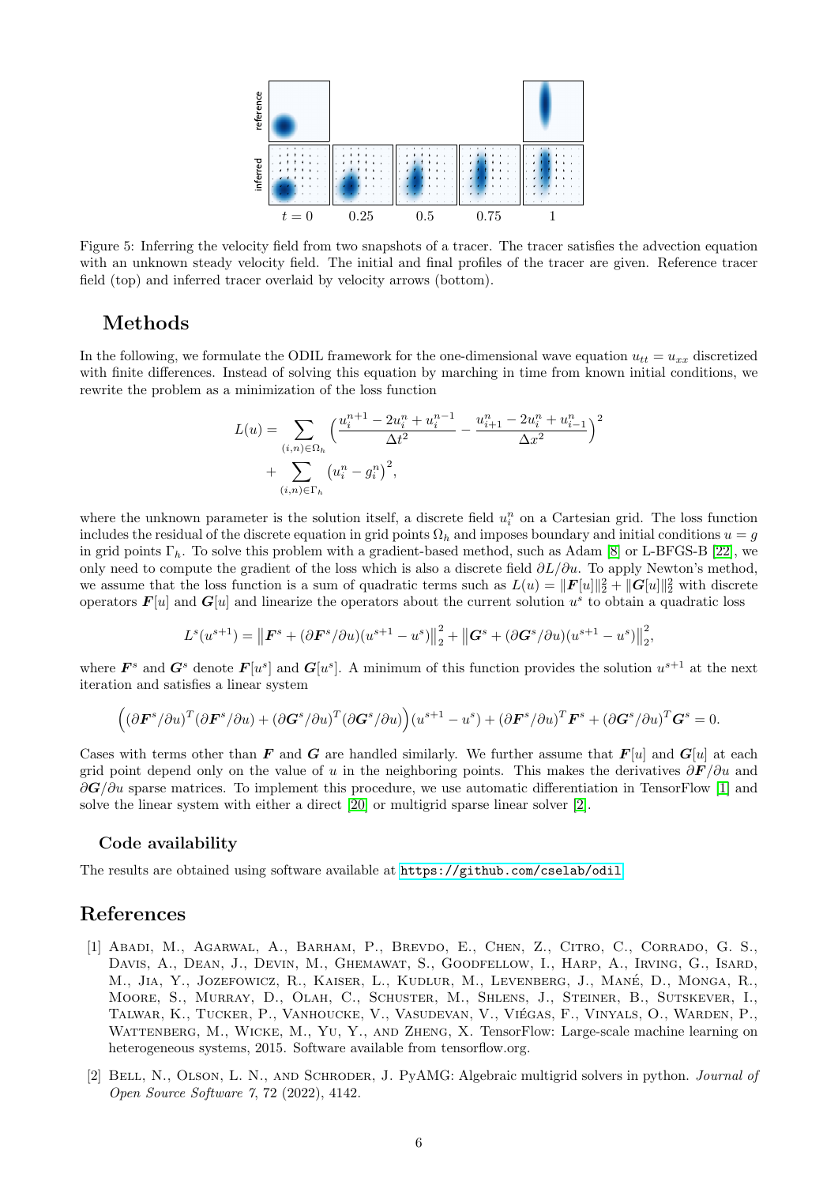Figure 5: Inferring the velocity field from two snapshots of a tracer. The tracer satisfies the advection equation with an unknown steady velocity field. The initial and final profiles of the tracer are given. Reference tracer field (top) and inferred tracer overlaid by velocity arrows (bottom).

## Methods

In the following, we formulate the ODIL framework for the one-dimensional wave equation $u_{tt} = u_{xx}$ discretized with finite differences. Instead of solving this equation by marching in time from known initial conditions, we rewrite the problem as a minimization of the loss function

$$L(u) = \sum_{(i,n)\in\Omega_h} \Big(\frac{u_i^{n+1} - 2u_i^n + u_i^{n-1}}{\Delta t^2} - \frac{u_{i+1}^n - 2u_i^n + u_{i-1}^n}{\Delta x^2}\Big)^2 + \sum_{(i,n)\in\Gamma_h} \big(u_i^n - g_i^n\big)^2,$$

where the unknown parameter is the solution itself, a discrete field $u_i^n$ on a Cartesian grid. The loss function includes the residual of the discrete equation in grid points $\Omega_h$ and imposes boundary and initial conditions $u = g$ in grid points $\Gamma_h$. To solve this problem with a gradient-based method, such as Adam [8] or L-BFGS-B [22], we only need to compute the gradient of the loss which is also a discrete field $\partial L/\partial u$. To apply Newton's method, we assume that the loss function is a sum of quadratic terms such as $L(u) = \|\boldsymbol{F}[u]\|_2^2 + \|\boldsymbol{G}[u]\|_2^2$ with discrete operators $\boldsymbol{F}[u]$ and $\boldsymbol{G}[u]$ and linearize the operators about the current solution $u^s$ to obtain a quadratic loss

$$L^s(u^{s+1}) = \big\|\boldsymbol{F}^s + (\partial\boldsymbol{F}^s/\partial u)(u^{s+1} - u^s)\big\|_2^2 + \big\|\boldsymbol{G}^s + (\partial\boldsymbol{G}^s/\partial u)(u^{s+1} - u^s)\big\|_2^2,$$

where $\boldsymbol{F}^s$ and $\boldsymbol{G}^s$ denote $\boldsymbol{F}[u^s]$ and $\boldsymbol{G}[u^s]$. A minimum of this function provides the solution $u^{s+1}$ at the next iteration and satisfies a linear system

$$\Big((\partial\boldsymbol{F}^s/\partial u)^T(\partial\boldsymbol{F}^s/\partial u) + (\partial\boldsymbol{G}^s/\partial u)^T(\partial\boldsymbol{G}^s/\partial u)\Big)(u^{s+1} - u^s) + (\partial\boldsymbol{F}^s/\partial u)^T\boldsymbol{F}^s + (\partial\boldsymbol{G}^s/\partial u)^T\boldsymbol{G}^s = 0.$$

Cases with terms other than $\boldsymbol{F}$ and $\boldsymbol{G}$ are handled similarly. We further assume that $\boldsymbol{F}[u]$ and $\boldsymbol{G}[u]$ at each grid point depend only on the value of $u$ in the neighboring points. This makes the derivatives $\partial\boldsymbol{F}/\partial u$ and $\partial\boldsymbol{G}/\partial u$ sparse matrices. To implement this procedure, we use automatic differentiation in TensorFlow [1] and solve the linear system with either a direct [20] or multigrid sparse linear solver [2].

### Code availability

The results are obtained using software available at https://github.com/cselab/odil

## References

[1] Abadi, M., Agarwal, A., Barham, P., Brevdo, E., Chen, Z., Citro, C., Corrado, G. S., Davis, A., Dean, J., Devin, M., Ghemawat, S., Goodfellow, I., Harp, A., Irving, G., Isard, M., Jia, Y., Jozefowicz, R., Kaiser, L., Kudlur, M., Levenberg, J., Mané, D., Monga, R., Moore, S., Murray, D., Olah, C., Schuster, M., Shlens, J., Steiner, B., Sutskever, I., Talwar, K., Tucker, P., Vanhoucke, V., Vasudevan, V., Viégas, F., Vinyals, O., Warden, P., Wattenberg, M., Wicke, M., Yu, Y., and Zheng, X. TensorFlow: Large-scale machine learning on heterogeneous systems, 2015. Software available from tensorflow.org.

[2] Bell, N., Olson, L. N., and Schroder, J. PyAMG: Algebraic multigrid solvers in python. *Journal of Open Source Software 7*, 72 (2022), 4142.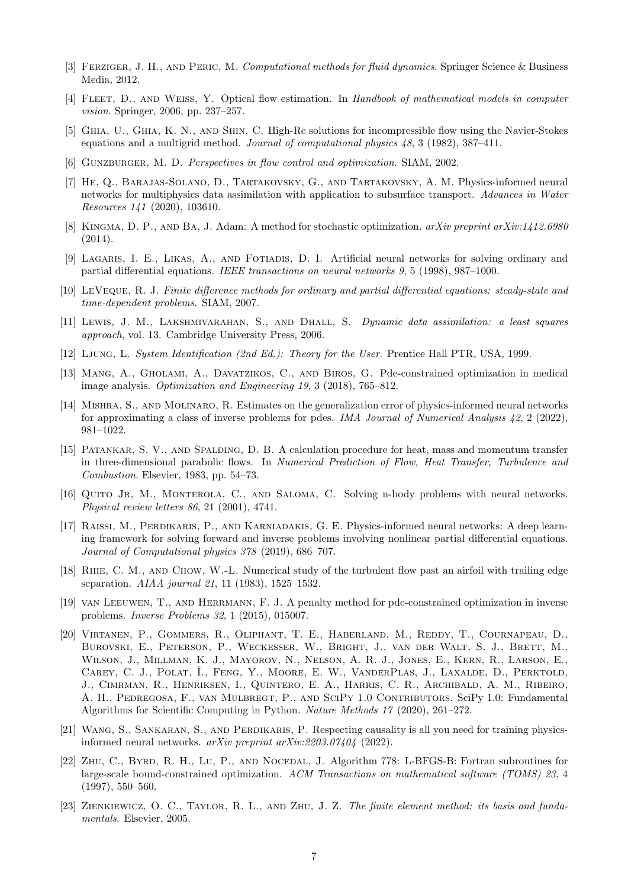[3] Ferziger, J. H., and Peric, M. *Computational methods for fluid dynamics*. Springer Science & Business Media, 2012.

[4] Fleet, D., and Weiss, Y. Optical flow estimation. In *Handbook of mathematical models in computer vision*. Springer, 2006, pp. 237–257.

[5] Ghia, U., Ghia, K. N., and Shin, C. High-Re solutions for incompressible flow using the Navier-Stokes equations and a multigrid method. *Journal of computational physics 48*, 3 (1982), 387–411.

[6] Gunzburger, M. D. *Perspectives in flow control and optimization*. SIAM, 2002.

[7] He, Q., Barajas-Solano, D., Tartakovsky, G., and Tartakovsky, A. M. Physics-informed neural networks for multiphysics data assimilation with application to subsurface transport. *Advances in Water Resources 141* (2020), 103610.

[8] Kingma, D. P., and Ba, J. Adam: A method for stochastic optimization. *arXiv preprint arXiv:1412.6980* (2014).

[9] Lagaris, I. E., Likas, A., and Fotiadis, D. I. Artificial neural networks for solving ordinary and partial differential equations. *IEEE transactions on neural networks 9*, 5 (1998), 987–1000.

[10] LeVeque, R. J. *Finite difference methods for ordinary and partial differential equations: steady-state and time-dependent problems*. SIAM, 2007.

[11] Lewis, J. M., Lakshmivarahan, S., and Dhall, S. *Dynamic data assimilation: a least squares approach*, vol. 13. Cambridge University Press, 2006.

[12] Ljung, L. *System Identification (2nd Ed.): Theory for the User*. Prentice Hall PTR, USA, 1999.

[13] Mang, A., Gholami, A., Davatzikos, C., and Biros, G. Pde-constrained optimization in medical image analysis. *Optimization and Engineering 19*, 3 (2018), 765–812.

[14] Mishra, S., and Molinaro, R. Estimates on the generalization error of physics-informed neural networks for approximating a class of inverse problems for pdes. *IMA Journal of Numerical Analysis 42*, 2 (2022), 981–1022.

[15] Patankar, S. V., and Spalding, D. B. A calculation procedure for heat, mass and momentum transfer in three-dimensional parabolic flows. In *Numerical Prediction of Flow, Heat Transfer, Turbulence and Combustion*. Elsevier, 1983, pp. 54–73.

[16] Quito Jr, M., Monterola, C., and Saloma, C. Solving n-body problems with neural networks. *Physical review letters 86*, 21 (2001), 4741.

[17] Raissi, M., Perdikaris, P., and Karniadakis, G. E. Physics-informed neural networks: A deep learning framework for solving forward and inverse problems involving nonlinear partial differential equations. *Journal of Computational physics 378* (2019), 686–707.

[18] Rhie, C. M., and Chow, W.-L. Numerical study of the turbulent flow past an airfoil with trailing edge separation. *AIAA journal 21*, 11 (1983), 1525–1532.

[19] van Leeuwen, T., and Herrmann, F. J. A penalty method for pde-constrained optimization in inverse problems. *Inverse Problems 32*, 1 (2015), 015007.

[20] Virtanen, P., Gommers, R., Oliphant, T. E., Haberland, M., Reddy, T., Cournapeau, D., Burovski, E., Peterson, P., Weckesser, W., Bright, J., van der Walt, S. J., Brett, M., Wilson, J., Millman, K. J., Mayorov, N., Nelson, A. R. J., Jones, E., Kern, R., Larson, E., Carey, C. J., Polat, İ., Feng, Y., Moore, E. W., VanderPlas, J., Laxalde, D., Perktold, J., Cimrman, R., Henriksen, I., Quintero, E. A., Harris, C. R., Archibald, A. M., Ribeiro, A. H., Pedregosa, F., van Mulbregt, P., and SciPy 1.0 Contributors. SciPy 1.0: Fundamental Algorithms for Scientific Computing in Python. *Nature Methods 17* (2020), 261–272.

[21] Wang, S., Sankaran, S., and Perdikaris, P. Respecting causality is all you need for training physics-informed neural networks. *arXiv preprint arXiv:2203.07404* (2022).

[22] Zhu, C., Byrd, R. H., Lu, P., and Nocedal, J. Algorithm 778: L-BFGS-B: Fortran subroutines for large-scale bound-constrained optimization. *ACM Transactions on mathematical software (TOMS) 23*, 4 (1997), 550–560.

[23] Zienkiewicz, O. C., Taylor, R. L., and Zhu, J. Z. *The finite element method: its basis and fundamentals*. Elsevier, 2005.